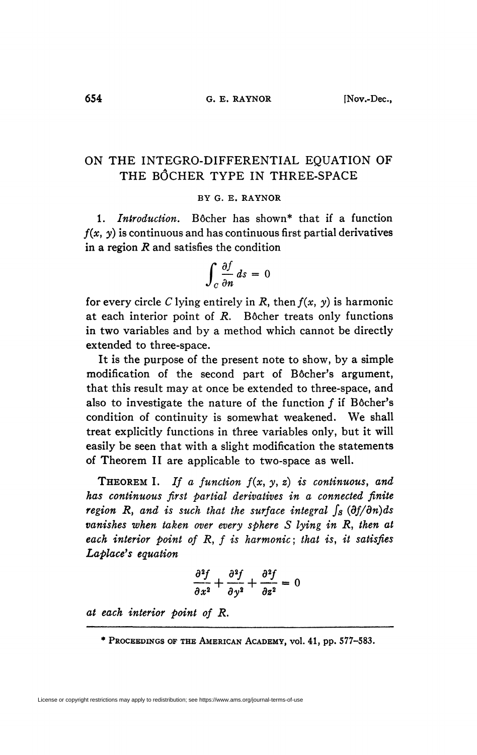# ON THE INTEGRO-DIFFERENTIAL EQUATION OF THE BÔCHER TYPE IN THREE-SPACE

BY G. E. RAYNOR

1. *Introduction.* Bôcher has shown* that if a function $f(x, y)$ is continuous and has continuous first partial derivatives in a region $R$ and satisfies the condition

$$\int_C \frac{\partial f}{\partial n} ds = 0$$

for every circle $C$ lying entirely in $R$, then $f(x, y)$ is harmonic at each interior point of $R$. Bôcher treats only functions in two variables and by a method which cannot be directly extended to three-space.

It is the purpose of the present note to show, by a simple modification of the second part of Bôcher's argument, that this result may at once be extended to three-space, and also to investigate the nature of the function $f$ if Bôcher's condition of continuity is somewhat weakened. We shall treat explicitly functions in three variables only, but it will easily be seen that with a slight modification the statements of Theorem II are applicable to two-space as well.

THEOREM I. *If a function $f(x, y, z)$ is continuous, and has continuous first partial derivatives in a connected finite region $R$, and is such that the surface integral $\int_S (\partial f/\partial n)ds$ vanishes when taken over every sphere $S$ lying in $R$, then at each interior point of $R$, $f$ is harmonic; that is, it satisfies Laplace's equation*

$$\frac{\partial^2 f}{\partial x^2} + \frac{\partial^2 f}{\partial y^2} + \frac{\partial^2 f}{\partial z^2} = 0$$

*at each interior point of $R$.*

* PROCEEDINGS OF THE AMERICAN ACADEMY, vol. 41, pp. 577–583.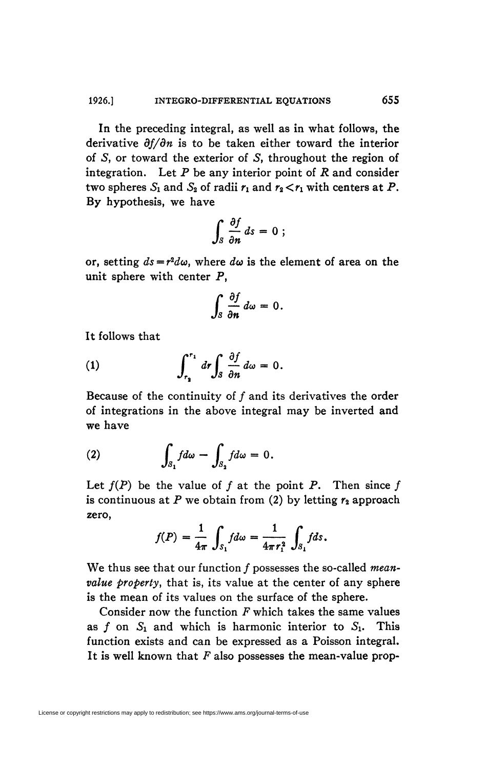In the preceding integral, as well as in what follows, the derivative $\partial f/\partial n$ is to be taken either toward the interior of $S$, or toward the exterior of $S$, throughout the region of integration. Let $P$ be any interior point of $R$ and consider two spheres $S_1$ and $S_2$ of radii $r_1$ and $r_2 < r_1$ with centers at $P$. By hypothesis, we have

$$\int_S \frac{\partial f}{\partial n} ds = 0 ;$$

or, setting $ds = r^2 d\omega$, where $d\omega$ is the element of area on the unit sphere with center $P$,

$$\int_S \frac{\partial f}{\partial n} d\omega = 0.$$

It follows that

$$\int_{r_2}^{r_1} dr \int_S \frac{\partial f}{\partial n} d\omega = 0. \tag{1}$$

Because of the continuity of $f$ and its derivatives the order of integrations in the above integral may be inverted and we have

$$\int_{S_1} f d\omega - \int_{S_2} f d\omega = 0. \tag{2}$$

Let $f(P)$ be the value of $f$ at the point $P$. Then since $f$ is continuous at $P$ we obtain from (2) by letting $r_2$ approach zero,

$$f(P) = \frac{1}{4\pi} \int_{S_1} f d\omega = \frac{1}{4\pi r_1^2} \int_{S_1} f ds.$$

We thus see that our function $f$ possesses the so-called *mean-value property*, that is, its value at the center of any sphere is the mean of its values on the surface of the sphere.

Consider now the function $F$ which takes the same values as $f$ on $S_1$ and which is harmonic interior to $S_1$. This function exists and can be expressed as a Poisson integral. It is well known that $F$ also possesses the mean-value prop-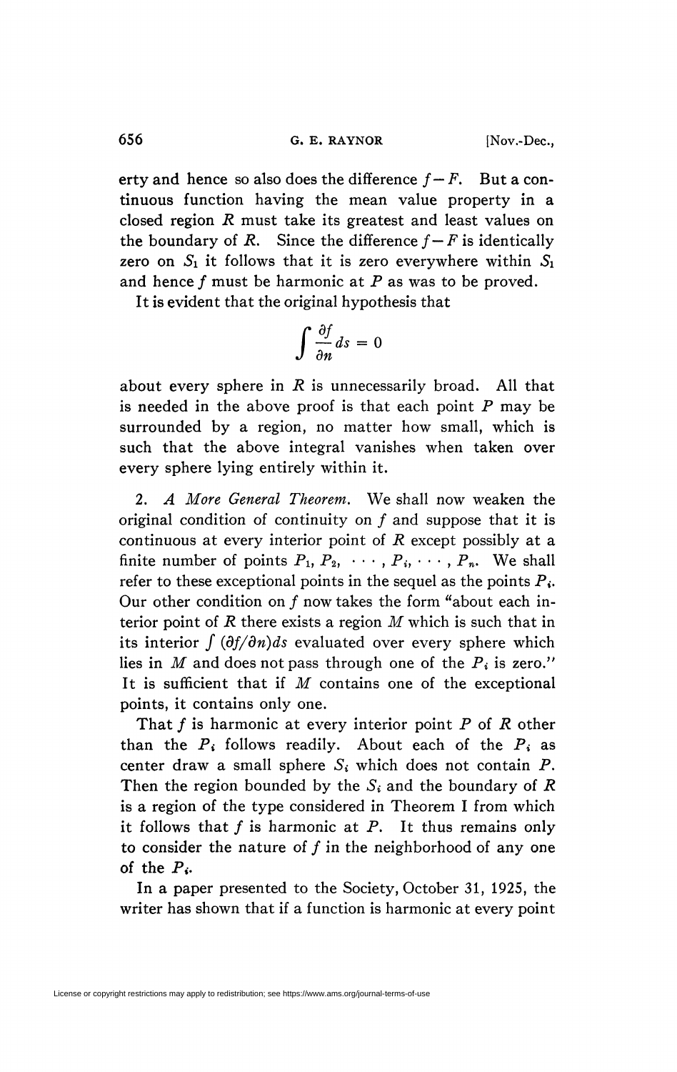erty and hence so also does the difference $f-F$. But a continuous function having the mean value property in a closed region $R$ must take its greatest and least values on the boundary of $R$. Since the difference $f-F$ is identically zero on $S_1$ it follows that it is zero everywhere within $S_1$ and hence $f$ must be harmonic at $P$ as was to be proved.

It is evident that the original hypothesis that

$$\int \frac{\partial f}{\partial n} ds = 0$$

about every sphere in $R$ is unnecessarily broad. All that is needed in the above proof is that each point $P$ may be surrounded by a region, no matter how small, which is such that the above integral vanishes when taken over every sphere lying entirely within it.

2. *A More General Theorem.* We shall now weaken the original condition of continuity on $f$ and suppose that it is continuous at every interior point of $R$ except possibly at a finite number of points $P_1, P_2, \cdots, P_i, \cdots, P_n$. We shall refer to these exceptional points in the sequel as the points $P_i$. Our other condition on $f$ now takes the form "about each interior point of $R$ there exists a region $M$ which is such that in its interior $\int (\partial f/\partial n) ds$ evaluated over every sphere which lies in $M$ and does not pass through one of the $P_i$ is zero." It is sufficient that if $M$ contains one of the exceptional points, it contains only one.

That $f$ is harmonic at every interior point $P$ of $R$ other than the $P_i$ follows readily. About each of the $P_i$ as center draw a small sphere $S_i$ which does not contain $P$. Then the region bounded by the $S_i$ and the boundary of $R$ is a region of the type considered in Theorem I from which it follows that $f$ is harmonic at $P$. It thus remains only to consider the nature of $f$ in the neighborhood of any one of the $P_i$.

In a paper presented to the Society, October 31, 1925, the writer has shown that if a function is harmonic at every point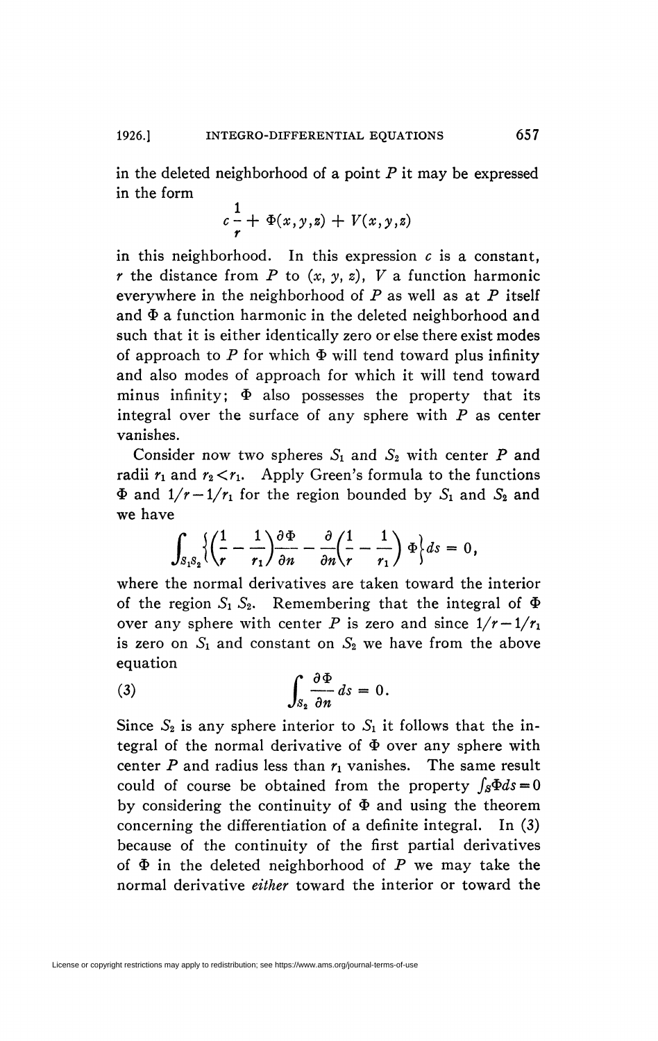in the deleted neighborhood of a point $P$ it may be expressed in the form

$$c\frac{1}{r} + \Phi(x,y,z) + V(x,y,z)$$

in this neighborhood. In this expression $c$ is a constant, $r$ the distance from $P$ to $(x, y, z)$, $V$ a function harmonic everywhere in the neighborhood of $P$ as well as at $P$ itself and $\Phi$ a function harmonic in the deleted neighborhood and such that it is either identically zero or else there exist modes of approach to $P$ for which $\Phi$ will tend toward plus infinity and also modes of approach for which it will tend toward minus infinity; $\Phi$ also possesses the property that its integral over the surface of any sphere with $P$ as center vanishes.

Consider now two spheres $S_1$ and $S_2$ with center $P$ and radii $r_1$ and $r_2 < r_1$. Apply Green's formula to the functions $\Phi$ and $1/r - 1/r_1$ for the region bounded by $S_1$ and $S_2$ and we have

$$\int_{S_1 S_2} \left\{ \left(\frac{1}{r} - \frac{1}{r_1}\right)\frac{\partial \Phi}{\partial n} - \frac{\partial}{\partial n}\left(\frac{1}{r} - \frac{1}{r_1}\right) \Phi \right\} ds = 0,$$

where the normal derivatives are taken toward the interior of the region $S_1 S_2$. Remembering that the integral of $\Phi$ over any sphere with center $P$ is zero and since $1/r - 1/r_1$ is zero on $S_1$ and constant on $S_2$ we have from the above equation

$$\int_{S_2} \frac{\partial \Phi}{\partial n} ds = 0. \tag{3}$$

Since $S_2$ is any sphere interior to $S_1$ it follows that the integral of the normal derivative of $\Phi$ over any sphere with center $P$ and radius less than $r_1$ vanishes. The same result could of course be obtained from the property $\int_S \Phi ds = 0$ by considering the continuity of $\Phi$ and using the theorem concerning the differentiation of a definite integral. In (3) because of the continuity of the first partial derivatives of $\Phi$ in the deleted neighborhood of $P$ we may take the normal derivative *either* toward the interior or toward the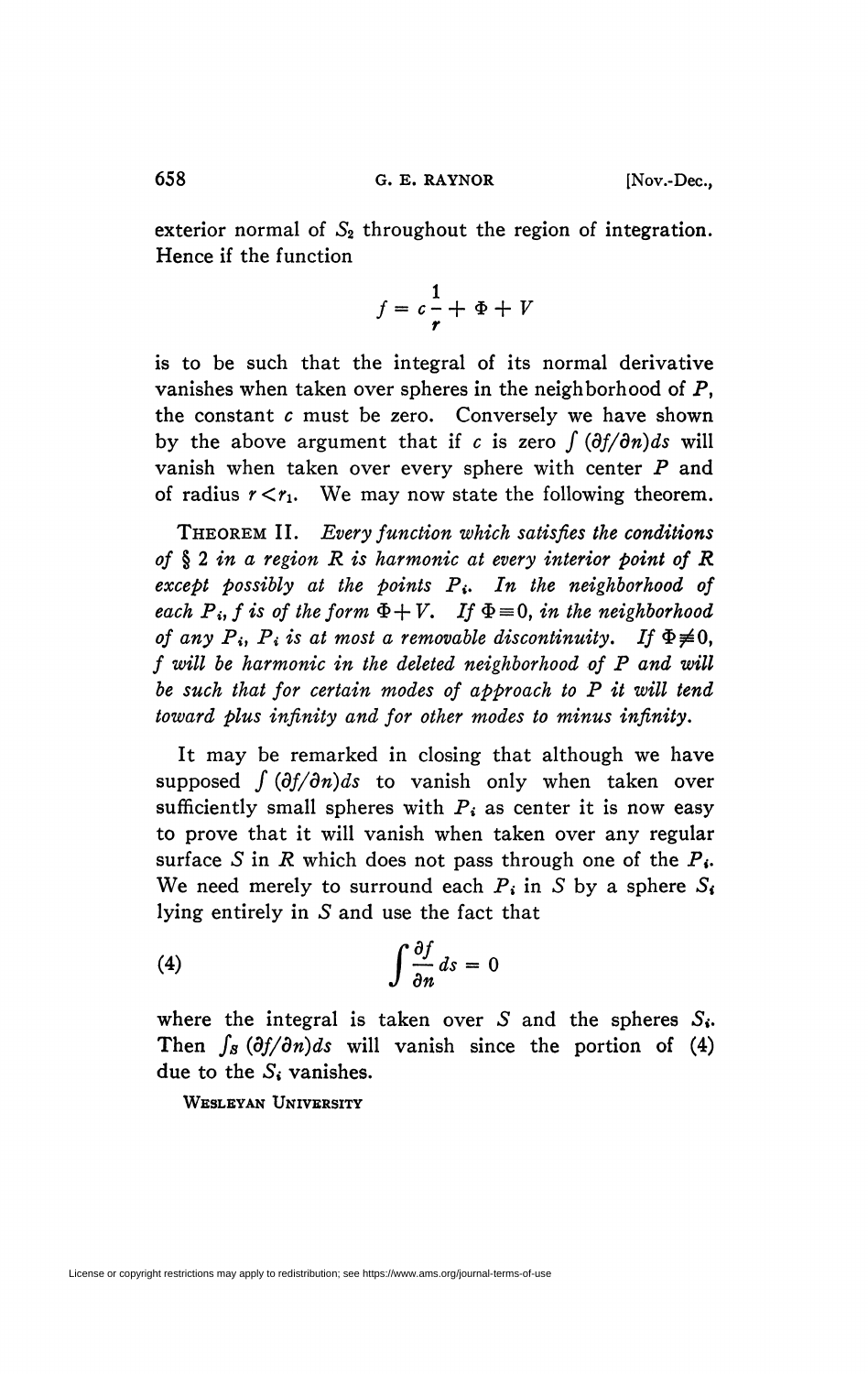exterior normal of $S_2$ throughout the region of integration. Hence if the function

$$f = c\frac{1}{r} + \Phi + V$$

is to be such that the integral of its normal derivative vanishes when taken over spheres in the neighborhood of $P$, the constant $c$ must be zero. Conversely we have shown by the above argument that if $c$ is zero $\int (\partial f/\partial n)ds$ will vanish when taken over every sphere with center $P$ and of radius $r < r_1$. We may now state the following theorem.

THEOREM II. *Every function which satisfies the conditions of § 2 in a region $R$ is harmonic at every interior point of $R$ except possibly at the points $P_i$. In the neighborhood of each $P_i$, $f$ is of the form $\Phi + V$. If $\Phi \equiv 0$, in the neighborhood of any $P_i$, $P_i$ is at most a removable discontinuity. If $\Phi \not\equiv 0$, $f$ will be harmonic in the deleted neighborhood of $P$ and will be such that for certain modes of approach to $P$ it will tend toward plus infinity and for other modes to minus infinity.*

It may be remarked in closing that although we have supposed $\int (\partial f/\partial n)ds$ to vanish only when taken over sufficiently small spheres with $P_i$ as center it is now easy to prove that it will vanish when taken over any regular surface $S$ in $R$ which does not pass through one of the $P_i$. We need merely to surround each $P_i$ in $S$ by a sphere $S_i$ lying entirely in $S$ and use the fact that

$$\int \frac{\partial f}{\partial n} ds = 0 \tag{4}$$

where the integral is taken over $S$ and the spheres $S_i$. Then $\int_S (\partial f/\partial n)ds$ will vanish since the portion of (4) due to the $S_i$ vanishes.

WESLEYAN UNIVERSITY